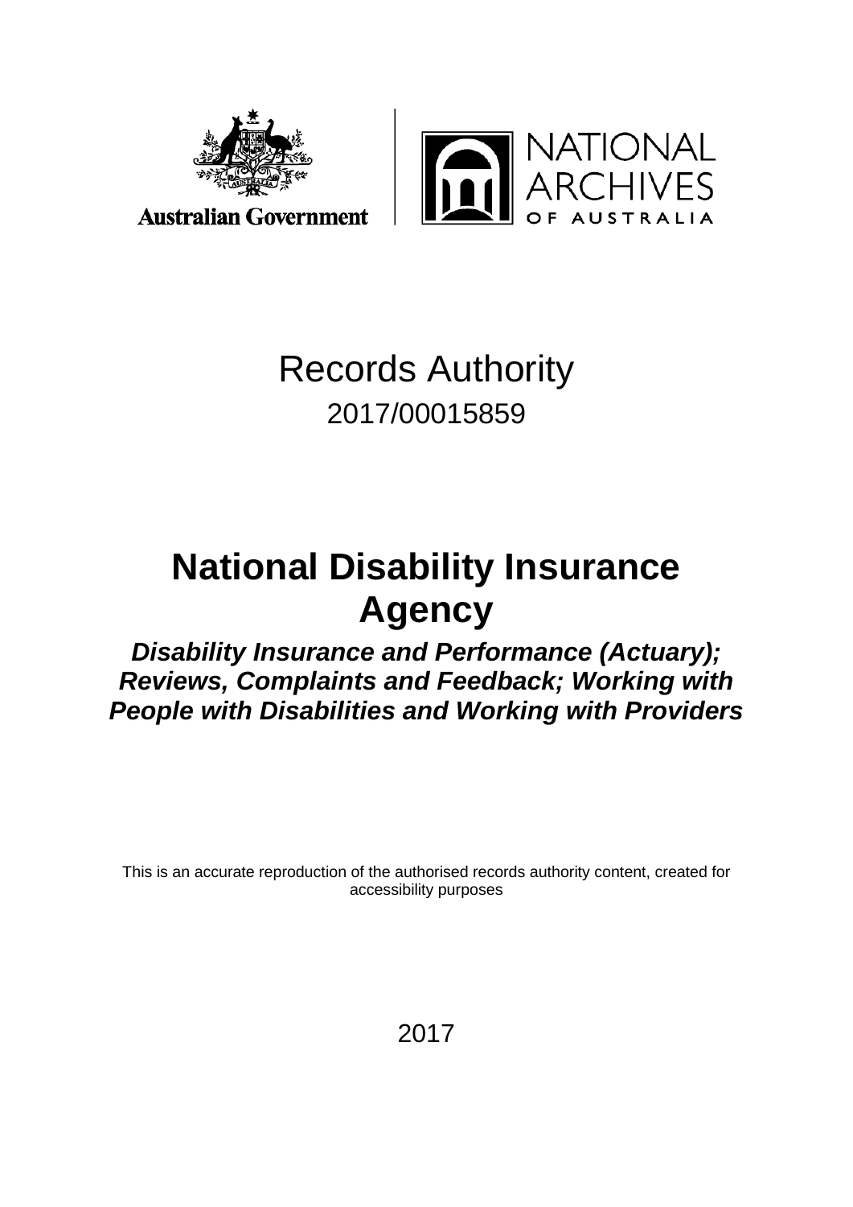Australian Government

NATIONAL ARCHIVES OF AUSTRALIA

# Records Authority

2017/00015859

# National Disability Insurance Agency

***Disability Insurance and Performance (Actuary); Reviews, Complaints and Feedback; Working with People with Disabilities and Working with Providers***

This is an accurate reproduction of the authorised records authority content, created for accessibility purposes

2017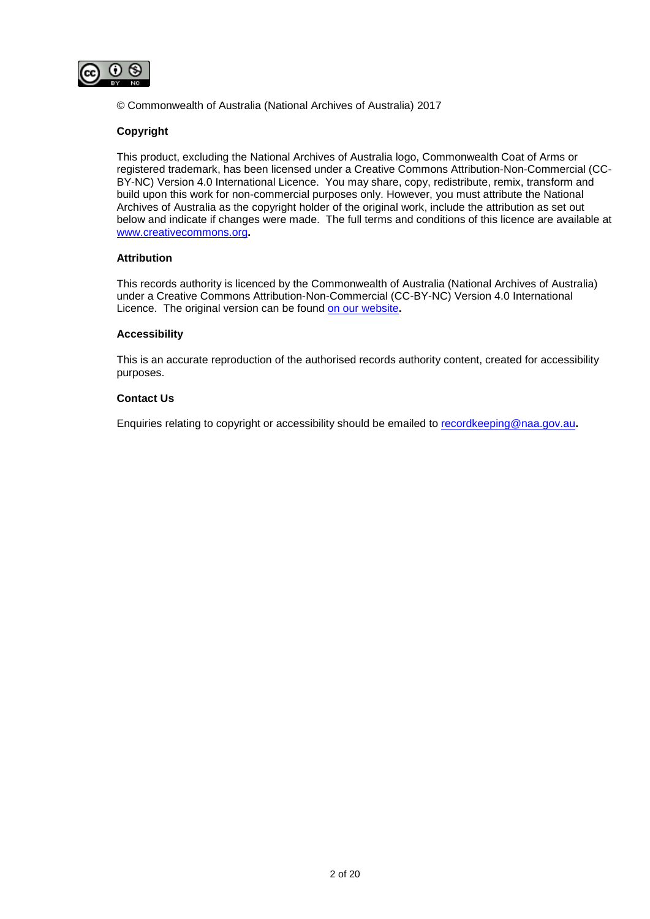© Commonwealth of Australia (National Archives of Australia) 2017

**Copyright**

This product, excluding the National Archives of Australia logo, Commonwealth Coat of Arms or registered trademark, has been licensed under a Creative Commons Attribution-Non-Commercial (CC-BY-NC) Version 4.0 International Licence. You may share, copy, redistribute, remix, transform and build upon this work for non-commercial purposes only. However, you must attribute the National Archives of Australia as the copyright holder of the original work, include the attribution as set out below and indicate if changes were made. The full terms and conditions of this licence are available at www.creativecommons.org**.**

**Attribution**

This records authority is licenced by the Commonwealth of Australia (National Archives of Australia) under a Creative Commons Attribution-Non-Commercial (CC-BY-NC) Version 4.0 International Licence. The original version can be found on our website**.**

**Accessibility**

This is an accurate reproduction of the authorised records authority content, created for accessibility purposes.

**Contact Us**

Enquiries relating to copyright or accessibility should be emailed to recordkeeping@naa.gov.au**.**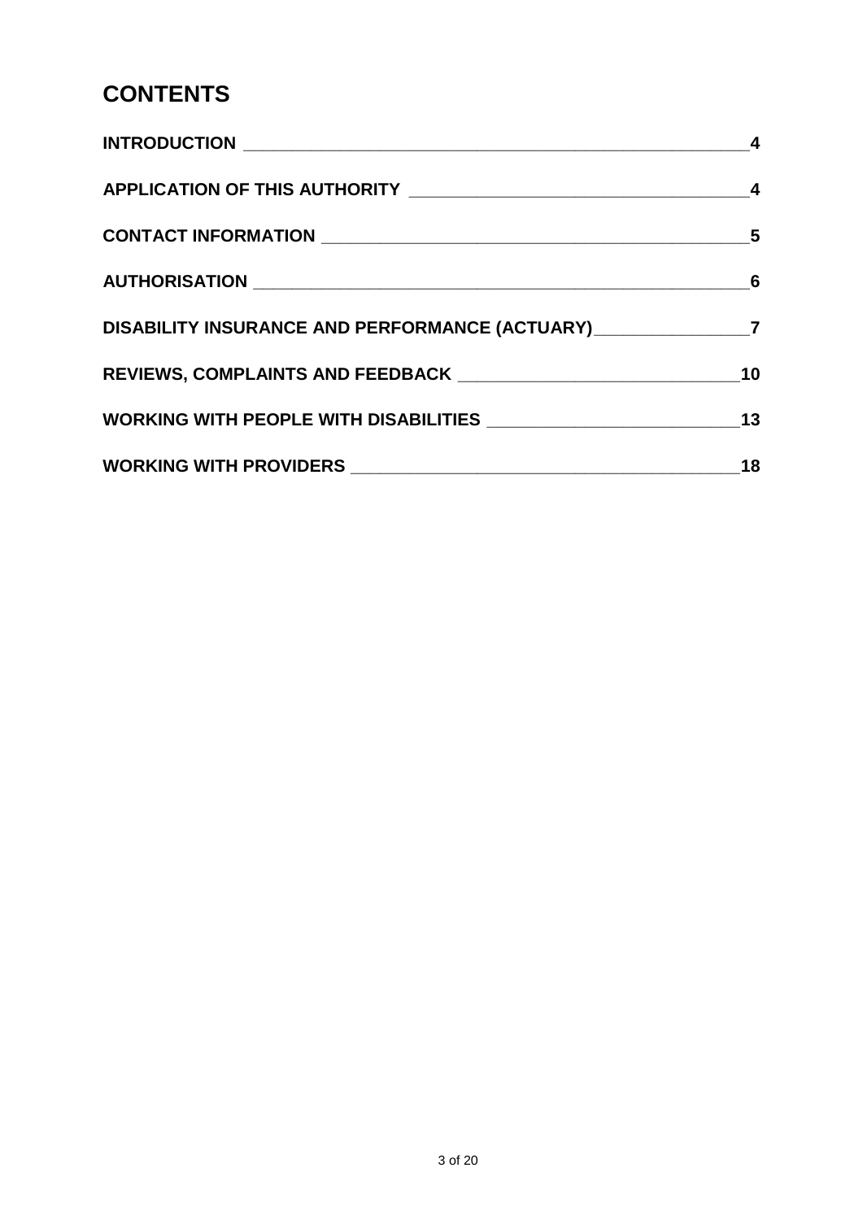# CONTENTS

**INTRODUCTION** 4

**APPLICATION OF THIS AUTHORITY** 4

**CONTACT INFORMATION** 5

**AUTHORISATION** 6

**DISABILITY INSURANCE AND PERFORMANCE (ACTUARY)** 7

**REVIEWS, COMPLAINTS AND FEEDBACK** 10

**WORKING WITH PEOPLE WITH DISABILITIES** 13

**WORKING WITH PROVIDERS** 18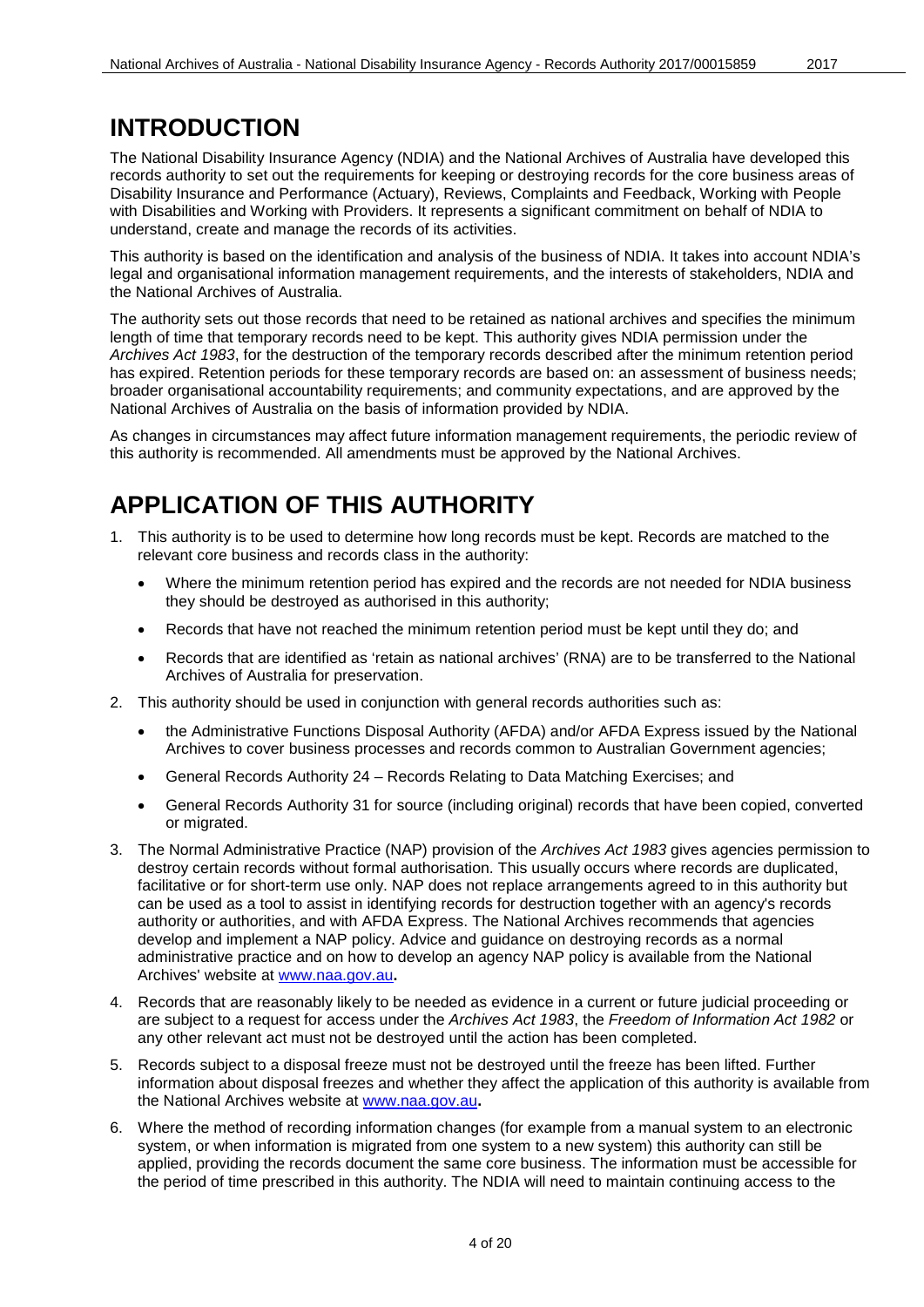# INTRODUCTION

The National Disability Insurance Agency (NDIA) and the National Archives of Australia have developed this records authority to set out the requirements for keeping or destroying records for the core business areas of Disability Insurance and Performance (Actuary), Reviews, Complaints and Feedback, Working with People with Disabilities and Working with Providers. It represents a significant commitment on behalf of NDIA to understand, create and manage the records of its activities.

This authority is based on the identification and analysis of the business of NDIA. It takes into account NDIA's legal and organisational information management requirements, and the interests of stakeholders, NDIA and the National Archives of Australia.

The authority sets out those records that need to be retained as national archives and specifies the minimum length of time that temporary records need to be kept. This authority gives NDIA permission under the *Archives Act 1983*, for the destruction of the temporary records described after the minimum retention period has expired. Retention periods for these temporary records are based on: an assessment of business needs; broader organisational accountability requirements; and community expectations, and are approved by the National Archives of Australia on the basis of information provided by NDIA.

As changes in circumstances may affect future information management requirements, the periodic review of this authority is recommended. All amendments must be approved by the National Archives.

# APPLICATION OF THIS AUTHORITY

1. This authority is to be used to determine how long records must be kept. Records are matched to the relevant core business and records class in the authority:
   - Where the minimum retention period has expired and the records are not needed for NDIA business they should be destroyed as authorised in this authority;
   - Records that have not reached the minimum retention period must be kept until they do; and
   - Records that are identified as 'retain as national archives' (RNA) are to be transferred to the National Archives of Australia for preservation.
2. This authority should be used in conjunction with general records authorities such as:
   - the Administrative Functions Disposal Authority (AFDA) and/or AFDA Express issued by the National Archives to cover business processes and records common to Australian Government agencies;
   - General Records Authority 24 – Records Relating to Data Matching Exercises; and
   - General Records Authority 31 for source (including original) records that have been copied, converted or migrated.
3. The Normal Administrative Practice (NAP) provision of the *Archives Act 1983* gives agencies permission to destroy certain records without formal authorisation. This usually occurs where records are duplicated, facilitative or for short-term use only. NAP does not replace arrangements agreed to in this authority but can be used as a tool to assist in identifying records for destruction together with an agency's records authority or authorities, and with AFDA Express. The National Archives recommends that agencies develop and implement a NAP policy. Advice and guidance on destroying records as a normal administrative practice and on how to develop an agency NAP policy is available from the National Archives' website at www.naa.gov.au**.**
4. Records that are reasonably likely to be needed as evidence in a current or future judicial proceeding or are subject to a request for access under the *Archives Act 1983*, the *Freedom of Information Act 1982* or any other relevant act must not be destroyed until the action has been completed.
5. Records subject to a disposal freeze must not be destroyed until the freeze has been lifted. Further information about disposal freezes and whether they affect the application of this authority is available from the National Archives website at www.naa.gov.au**.**
6. Where the method of recording information changes (for example from a manual system to an electronic system, or when information is migrated from one system to a new system) this authority can still be applied, providing the records document the same core business. The information must be accessible for the period of time prescribed in this authority. The NDIA will need to maintain continuing access to the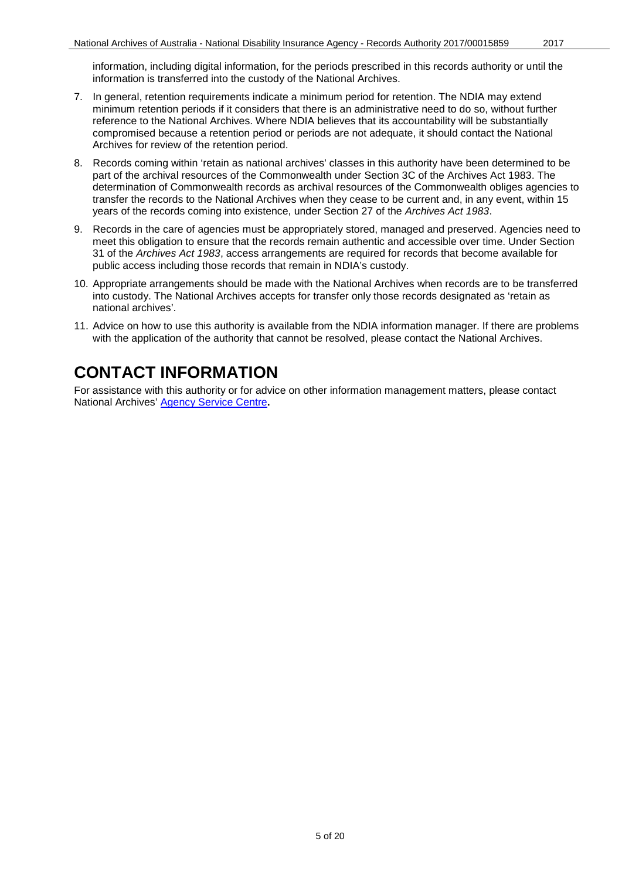information, including digital information, for the periods prescribed in this records authority or until the information is transferred into the custody of the National Archives.

7. In general, retention requirements indicate a minimum period for retention. The NDIA may extend minimum retention periods if it considers that there is an administrative need to do so, without further reference to the National Archives. Where NDIA believes that its accountability will be substantially compromised because a retention period or periods are not adequate, it should contact the National Archives for review of the retention period.
8. Records coming within 'retain as national archives' classes in this authority have been determined to be part of the archival resources of the Commonwealth under Section 3C of the Archives Act 1983. The determination of Commonwealth records as archival resources of the Commonwealth obliges agencies to transfer the records to the National Archives when they cease to be current and, in any event, within 15 years of the records coming into existence, under Section 27 of the *Archives Act 1983*.
9. Records in the care of agencies must be appropriately stored, managed and preserved. Agencies need to meet this obligation to ensure that the records remain authentic and accessible over time. Under Section 31 of the *Archives Act 1983*, access arrangements are required for records that become available for public access including those records that remain in NDIA's custody.
10. Appropriate arrangements should be made with the National Archives when records are to be transferred into custody. The National Archives accepts for transfer only those records designated as 'retain as national archives'.
11. Advice on how to use this authority is available from the NDIA information manager. If there are problems with the application of the authority that cannot be resolved, please contact the National Archives.

# CONTACT INFORMATION

For assistance with this authority or for advice on other information management matters, please contact National Archives' Agency Service Centre**.**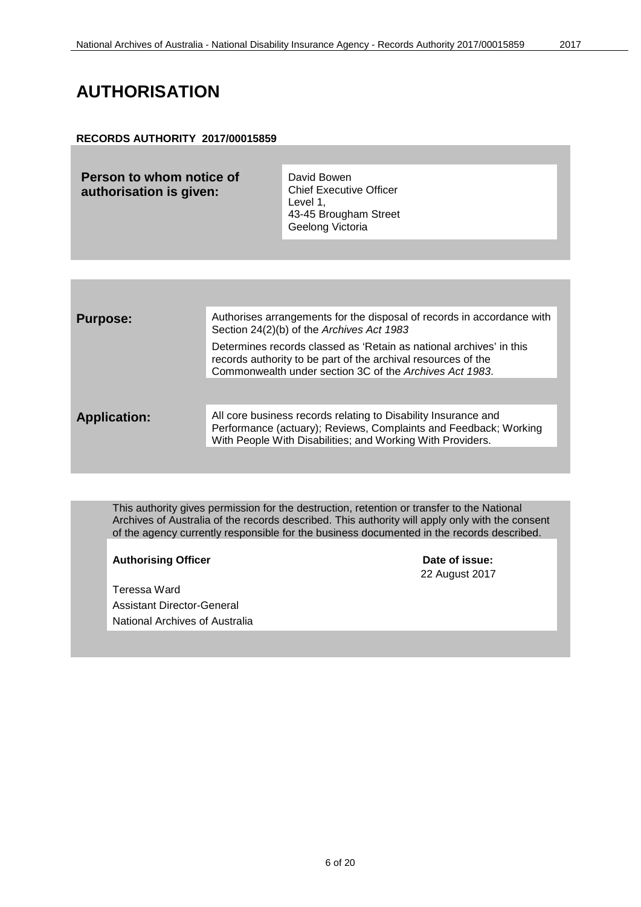# AUTHORISATION

**RECORDS AUTHORITY 2017/00015859**

| | |
|---|---|
| **Person to whom notice of authorisation is given:** | David Bowen<br>Chief Executive Officer<br>Level 1,<br>43-45 Brougham Street<br>Geelong Victoria |

| | |
|---|---|
| **Purpose:** | Authorises arrangements for the disposal of records in accordance with Section 24(2)(b) of the *Archives Act 1983*<br><br>Determines records classed as 'Retain as national archives' in this records authority to be part of the archival resources of the Commonwealth under section 3C of the *Archives Act 1983*. |
| **Application:** | All core business records relating to Disability Insurance and Performance (actuary); Reviews, Complaints and Feedback; Working With People With Disabilities; and Working With Providers. |

This authority gives permission for the destruction, retention or transfer to the National Archives of Australia of the records described. This authority will apply only with the consent of the agency currently responsible for the business documented in the records described.

| **Authorising Officer** | **Date of issue:** |
|---|---|
| Teressa Ward<br>Assistant Director-General<br>National Archives of Australia | 22 August 2017 |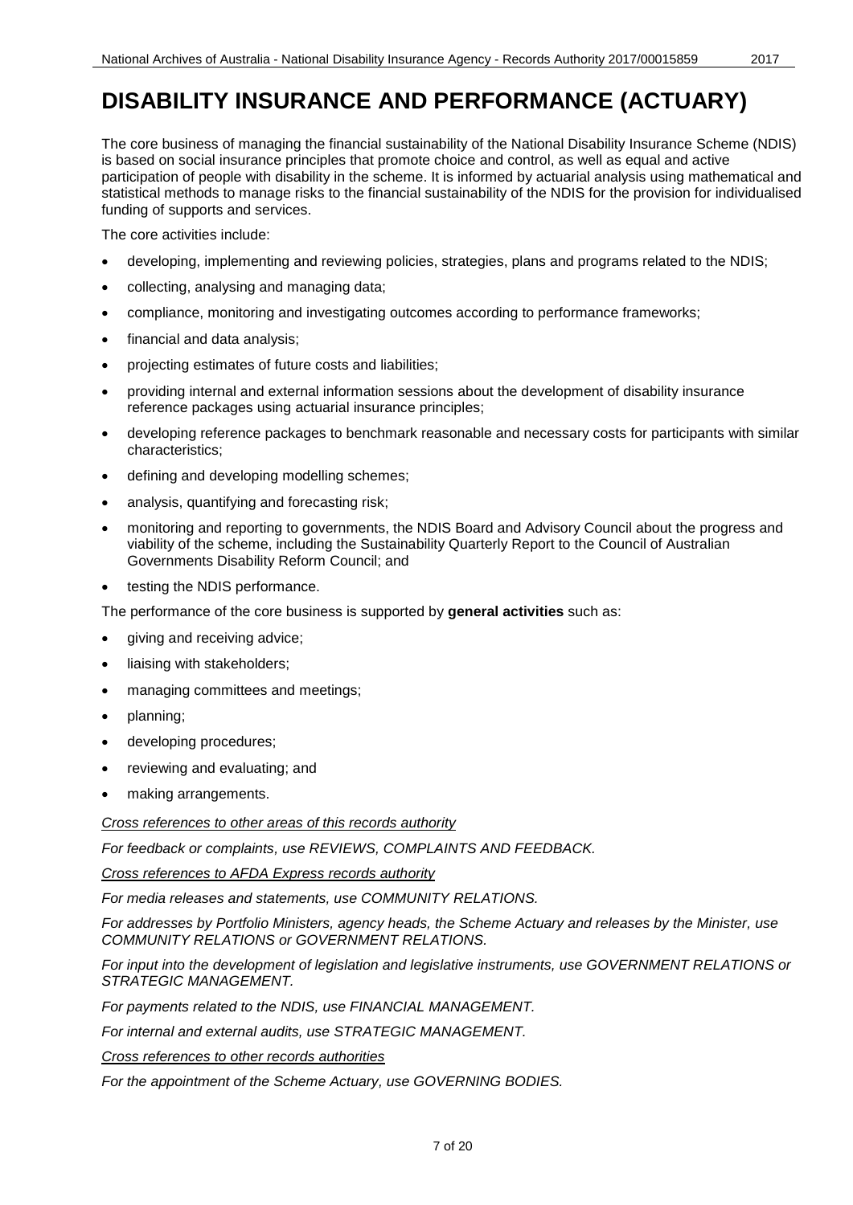# DISABILITY INSURANCE AND PERFORMANCE (ACTUARY)

The core business of managing the financial sustainability of the National Disability Insurance Scheme (NDIS) is based on social insurance principles that promote choice and control, as well as equal and active participation of people with disability in the scheme. It is informed by actuarial analysis using mathematical and statistical methods to manage risks to the financial sustainability of the NDIS for the provision for individualised funding of supports and services.

The core activities include:

- developing, implementing and reviewing policies, strategies, plans and programs related to the NDIS;
- collecting, analysing and managing data;
- compliance, monitoring and investigating outcomes according to performance frameworks;
- financial and data analysis;
- projecting estimates of future costs and liabilities;
- providing internal and external information sessions about the development of disability insurance reference packages using actuarial insurance principles;
- developing reference packages to benchmark reasonable and necessary costs for participants with similar characteristics;
- defining and developing modelling schemes;
- analysis, quantifying and forecasting risk;
- monitoring and reporting to governments, the NDIS Board and Advisory Council about the progress and viability of the scheme, including the Sustainability Quarterly Report to the Council of Australian Governments Disability Reform Council; and
- testing the NDIS performance.

The performance of the core business is supported by **general activities** such as:

- giving and receiving advice;
- liaising with stakeholders;
- managing committees and meetings;
- planning;
- developing procedures;
- reviewing and evaluating; and
- making arrangements.

*Cross references to other areas of this records authority*

*For feedback or complaints, use REVIEWS, COMPLAINTS AND FEEDBACK.*

*Cross references to AFDA Express records authority*

*For media releases and statements, use COMMUNITY RELATIONS.*

*For addresses by Portfolio Ministers, agency heads, the Scheme Actuary and releases by the Minister, use COMMUNITY RELATIONS or GOVERNMENT RELATIONS.*

*For input into the development of legislation and legislative instruments, use GOVERNMENT RELATIONS or STRATEGIC MANAGEMENT.*

*For payments related to the NDIS, use FINANCIAL MANAGEMENT.*

*For internal and external audits, use STRATEGIC MANAGEMENT.*

*Cross references to other records authorities*

*For the appointment of the Scheme Actuary, use GOVERNING BODIES.*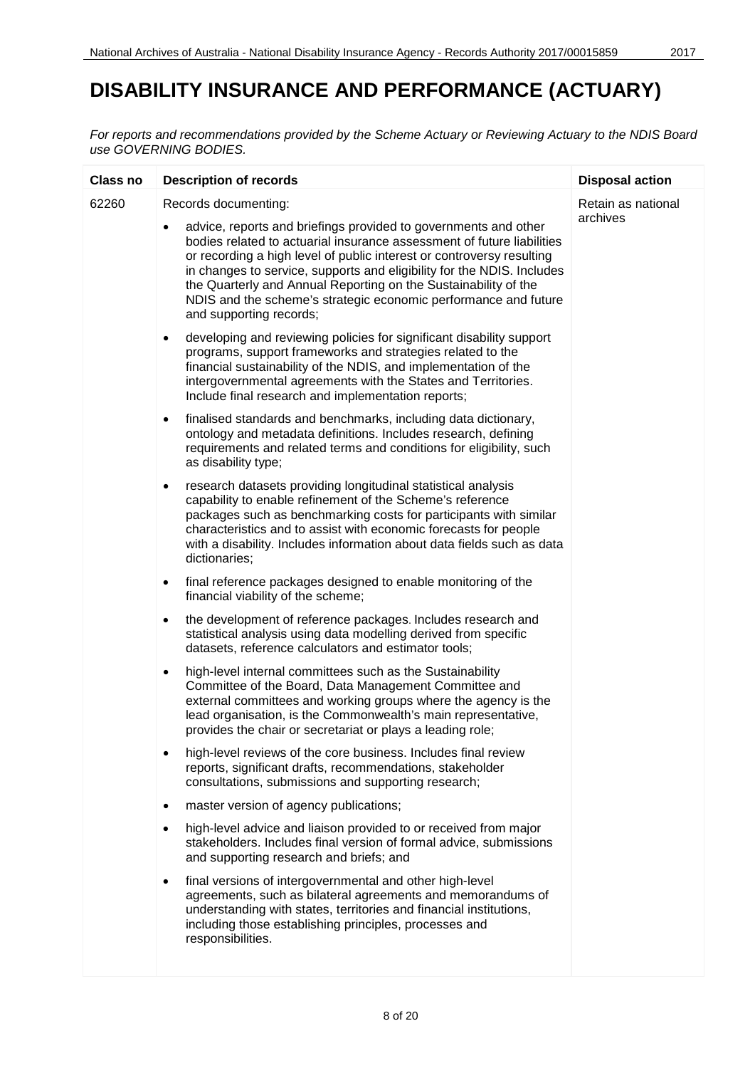# DISABILITY INSURANCE AND PERFORMANCE (ACTUARY)

*For reports and recommendations provided by the Scheme Actuary or Reviewing Actuary to the NDIS Board use GOVERNING BODIES.*

| Class no | Description of records | Disposal action |
|---|---|---|
| 62260 | Records documenting:<br><br>• advice, reports and briefings provided to governments and other bodies related to actuarial insurance assessment of future liabilities or recording a high level of public interest or controversy resulting in changes to service, supports and eligibility for the NDIS. Includes the Quarterly and Annual Reporting on the Sustainability of the NDIS and the scheme's strategic economic performance and future and supporting records;<br><br>• developing and reviewing policies for significant disability support programs, support frameworks and strategies related to the financial sustainability of the NDIS, and implementation of the intergovernmental agreements with the States and Territories. Include final research and implementation reports;<br><br>• finalised standards and benchmarks, including data dictionary, ontology and metadata definitions. Includes research, defining requirements and related terms and conditions for eligibility, such as disability type;<br><br>• research datasets providing longitudinal statistical analysis capability to enable refinement of the Scheme's reference packages such as benchmarking costs for participants with similar characteristics and to assist with economic forecasts for people with a disability. Includes information about data fields such as data dictionaries;<br><br>• final reference packages designed to enable monitoring of the financial viability of the scheme;<br><br>• the development of reference packages. Includes research and statistical analysis using data modelling derived from specific datasets, reference calculators and estimator tools;<br><br>• high-level internal committees such as the Sustainability Committee of the Board, Data Management Committee and external committees and working groups where the agency is the lead organisation, is the Commonwealth's main representative, provides the chair or secretariat or plays a leading role;<br><br>• high-level reviews of the core business. Includes final review reports, significant drafts, recommendations, stakeholder consultations, submissions and supporting research;<br><br>• master version of agency publications;<br><br>• high-level advice and liaison provided to or received from major stakeholders. Includes final version of formal advice, submissions and supporting research and briefs; and<br><br>• final versions of intergovernmental and other high-level agreements, such as bilateral agreements and memorandums of understanding with states, territories and financial institutions, including those establishing principles, processes and responsibilities. | Retain as national archives |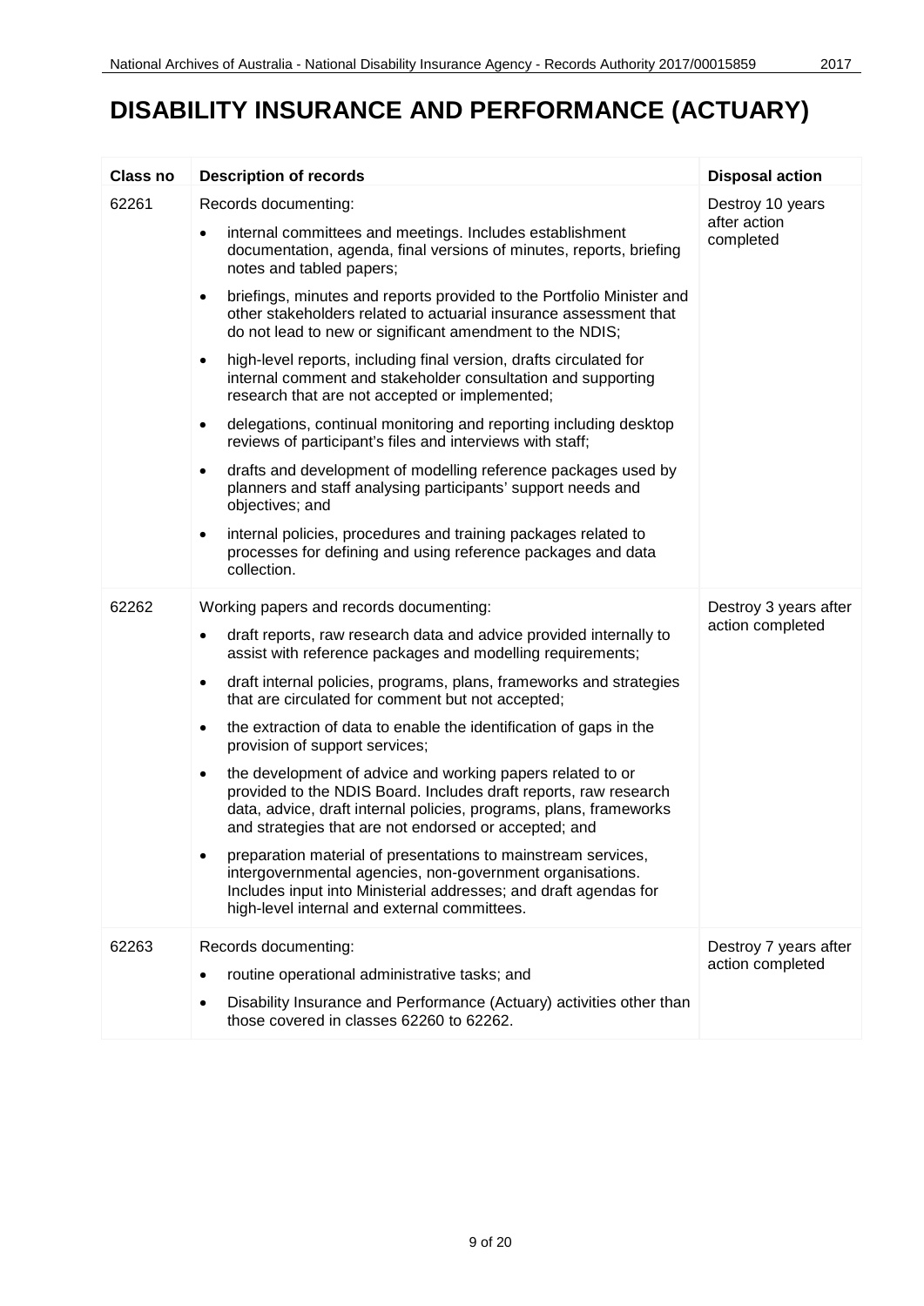# DISABILITY INSURANCE AND PERFORMANCE (ACTUARY)

| Class no | Description of records | Disposal action |
|---|---|---|
| 62261 | Records documenting:<br>• internal committees and meetings. Includes establishment documentation, agenda, final versions of minutes, reports, briefing notes and tabled papers;<br>• briefings, minutes and reports provided to the Portfolio Minister and other stakeholders related to actuarial insurance assessment that do not lead to new or significant amendment to the NDIS;<br>• high-level reports, including final version, drafts circulated for internal comment and stakeholder consultation and supporting research that are not accepted or implemented;<br>• delegations, continual monitoring and reporting including desktop reviews of participant's files and interviews with staff;<br>• drafts and development of modelling reference packages used by planners and staff analysing participants' support needs and objectives; and<br>• internal policies, procedures and training packages related to processes for defining and using reference packages and data collection. | Destroy 10 years after action completed |
| 62262 | Working papers and records documenting:<br>• draft reports, raw research data and advice provided internally to assist with reference packages and modelling requirements;<br>• draft internal policies, programs, plans, frameworks and strategies that are circulated for comment but not accepted;<br>• the extraction of data to enable the identification of gaps in the provision of support services;<br>• the development of advice and working papers related to or provided to the NDIS Board. Includes draft reports, raw research data, advice, draft internal policies, programs, plans, frameworks and strategies that are not endorsed or accepted; and<br>• preparation material of presentations to mainstream services, intergovernmental agencies, non-government organisations. Includes input into Ministerial addresses; and draft agendas for high-level internal and external committees. | Destroy 3 years after action completed |
| 62263 | Records documenting:<br>• routine operational administrative tasks; and<br>• Disability Insurance and Performance (Actuary) activities other than those covered in classes 62260 to 62262. | Destroy 7 years after action completed |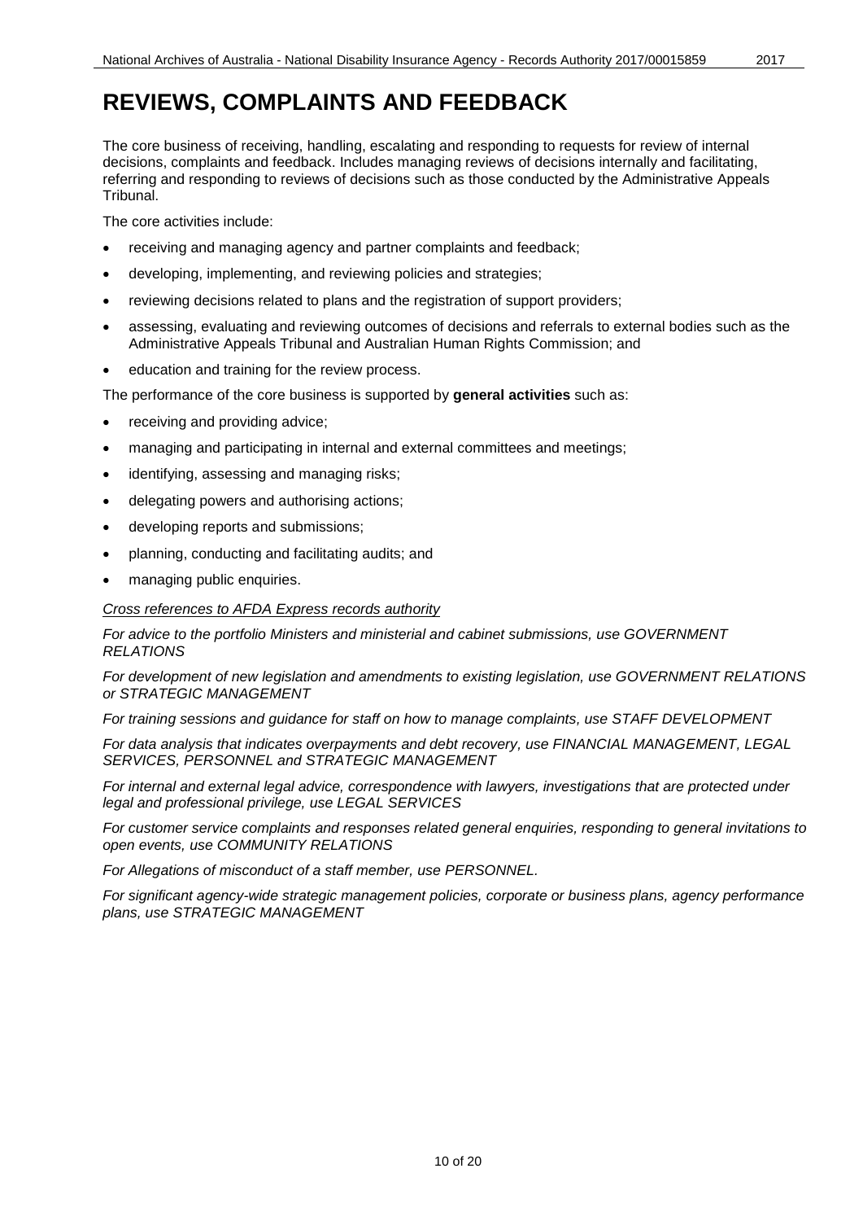# REVIEWS, COMPLAINTS AND FEEDBACK

The core business of receiving, handling, escalating and responding to requests for review of internal decisions, complaints and feedback. Includes managing reviews of decisions internally and facilitating, referring and responding to reviews of decisions such as those conducted by the Administrative Appeals Tribunal.

The core activities include:

- receiving and managing agency and partner complaints and feedback;
- developing, implementing, and reviewing policies and strategies;
- reviewing decisions related to plans and the registration of support providers;
- assessing, evaluating and reviewing outcomes of decisions and referrals to external bodies such as the Administrative Appeals Tribunal and Australian Human Rights Commission; and
- education and training for the review process.

The performance of the core business is supported by **general activities** such as:

- receiving and providing advice;
- managing and participating in internal and external committees and meetings;
- identifying, assessing and managing risks;
- delegating powers and authorising actions;
- developing reports and submissions;
- planning, conducting and facilitating audits; and
- managing public enquiries.

*Cross references to AFDA Express records authority*

*For advice to the portfolio Ministers and ministerial and cabinet submissions, use GOVERNMENT RELATIONS*

*For development of new legislation and amendments to existing legislation, use GOVERNMENT RELATIONS or STRATEGIC MANAGEMENT*

*For training sessions and guidance for staff on how to manage complaints, use STAFF DEVELOPMENT*

*For data analysis that indicates overpayments and debt recovery, use FINANCIAL MANAGEMENT, LEGAL SERVICES, PERSONNEL and STRATEGIC MANAGEMENT*

*For internal and external legal advice, correspondence with lawyers, investigations that are protected under legal and professional privilege, use LEGAL SERVICES*

*For customer service complaints and responses related general enquiries, responding to general invitations to open events, use COMMUNITY RELATIONS*

*For Allegations of misconduct of a staff member, use PERSONNEL.*

*For significant agency-wide strategic management policies, corporate or business plans, agency performance plans, use STRATEGIC MANAGEMENT*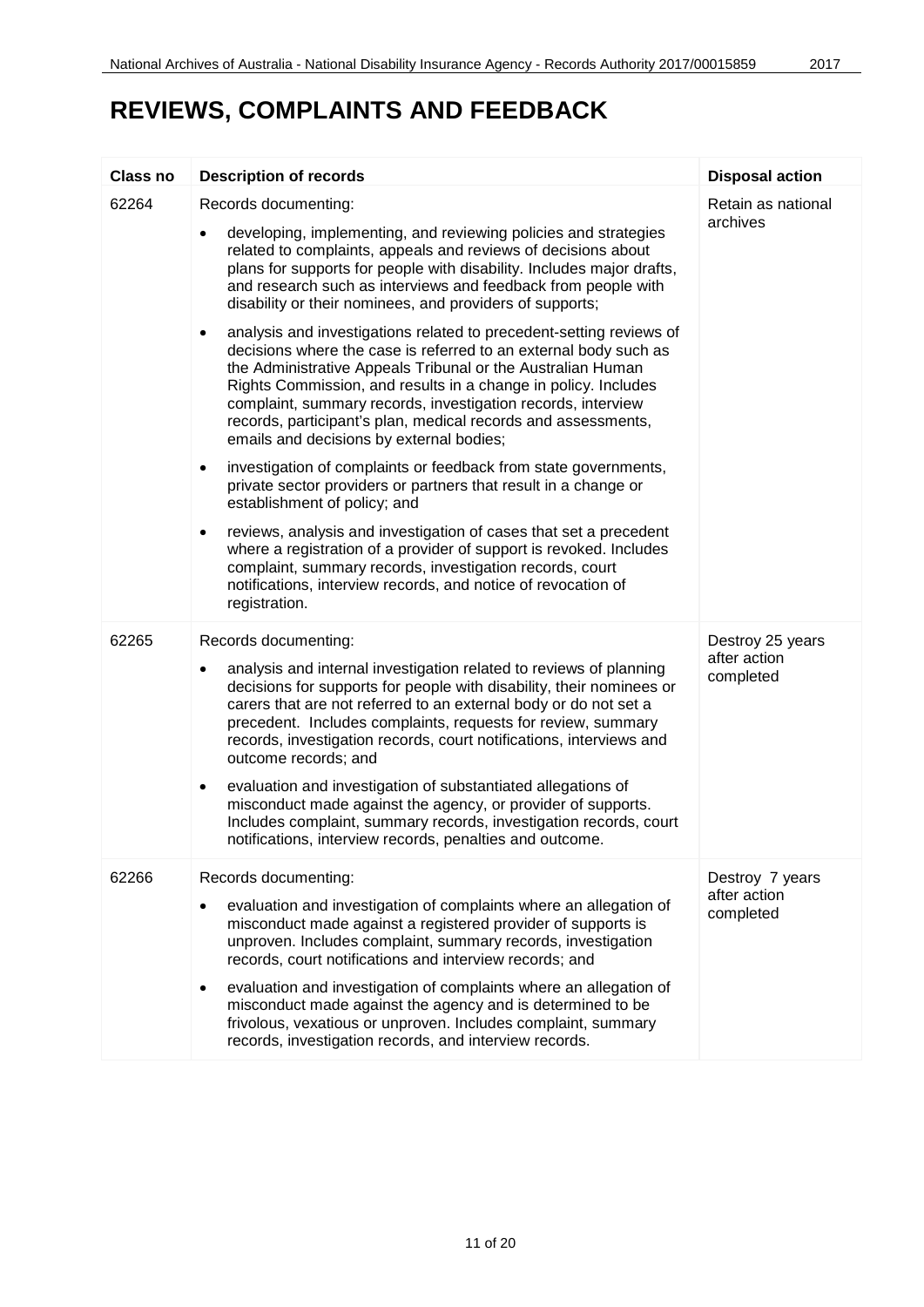# REVIEWS, COMPLAINTS AND FEEDBACK

| Class no | Description of records | Disposal action |
| --- | --- | --- |
| 62264 | Records documenting:<br>• developing, implementing, and reviewing policies and strategies related to complaints, appeals and reviews of decisions about plans for supports for people with disability. Includes major drafts, and research such as interviews and feedback from people with disability or their nominees, and providers of supports;<br>• analysis and investigations related to precedent-setting reviews of decisions where the case is referred to an external body such as the Administrative Appeals Tribunal or the Australian Human Rights Commission, and results in a change in policy. Includes complaint, summary records, investigation records, interview records, participant's plan, medical records and assessments, emails and decisions by external bodies;<br>• investigation of complaints or feedback from state governments, private sector providers or partners that result in a change or establishment of policy; and<br>• reviews, analysis and investigation of cases that set a precedent where a registration of a provider of support is revoked. Includes complaint, summary records, investigation records, court notifications, interview records, and notice of revocation of registration. | Retain as national archives |
| 62265 | Records documenting:<br>• analysis and internal investigation related to reviews of planning decisions for supports for people with disability, their nominees or carers that are not referred to an external body or do not set a precedent. Includes complaints, requests for review, summary records, investigation records, court notifications, interviews and outcome records; and<br>• evaluation and investigation of substantiated allegations of misconduct made against the agency, or provider of supports. Includes complaint, summary records, investigation records, court notifications, interview records, penalties and outcome. | Destroy 25 years after action completed |
| 62266 | Records documenting:<br>• evaluation and investigation of complaints where an allegation of misconduct made against a registered provider of supports is unproven. Includes complaint, summary records, investigation records, court notifications and interview records; and<br>• evaluation and investigation of complaints where an allegation of misconduct made against the agency and is determined to be frivolous, vexatious or unproven. Includes complaint, summary records, investigation records, and interview records. | Destroy 7 years after action completed |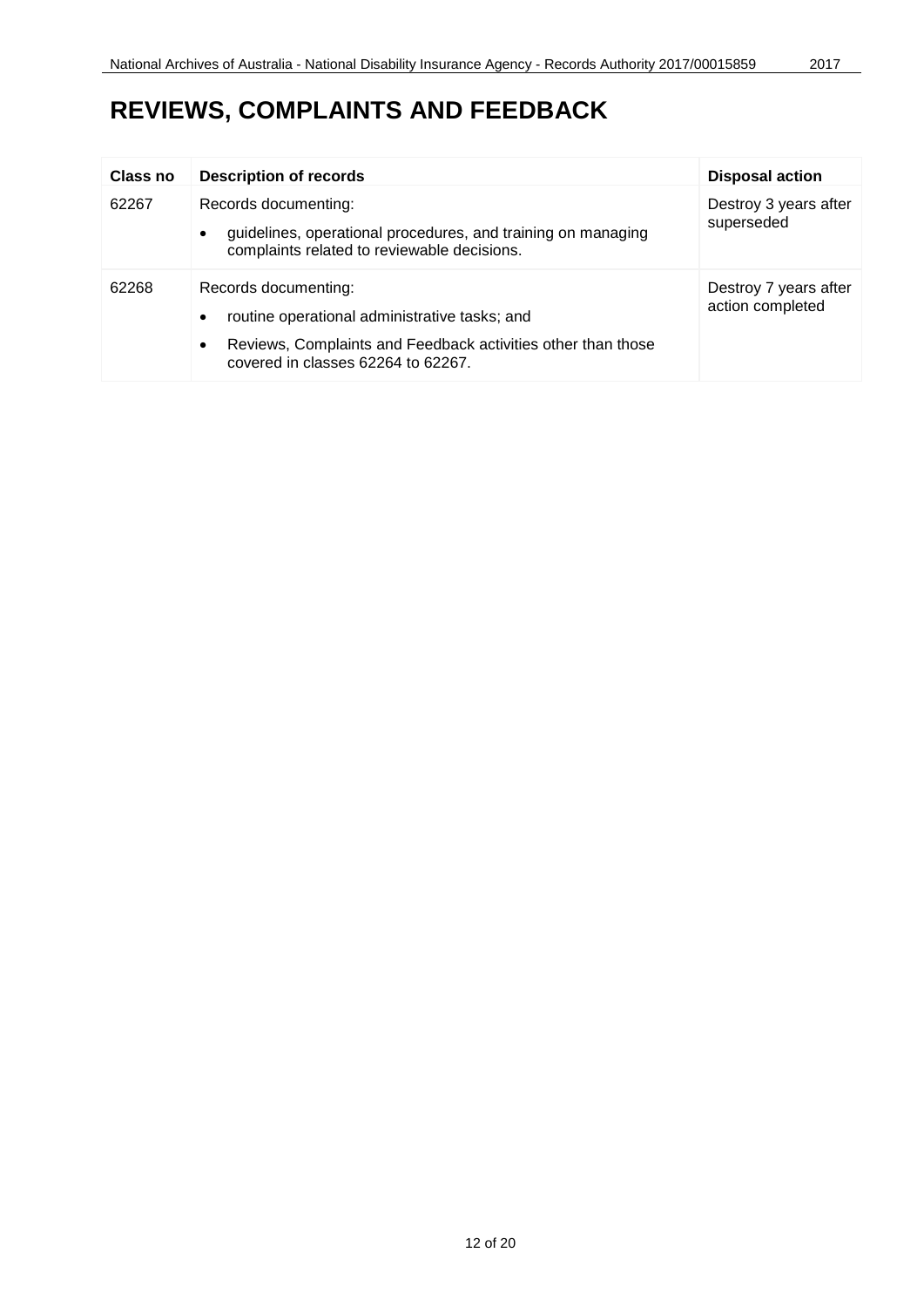# REVIEWS, COMPLAINTS AND FEEDBACK

| Class no | Description of records | Disposal action |
|---|---|---|
| 62267 | Records documenting:<br>• guidelines, operational procedures, and training on managing complaints related to reviewable decisions. | Destroy 3 years after superseded |
| 62268 | Records documenting:<br>• routine operational administrative tasks; and<br>• Reviews, Complaints and Feedback activities other than those covered in classes 62264 to 62267. | Destroy 7 years after action completed |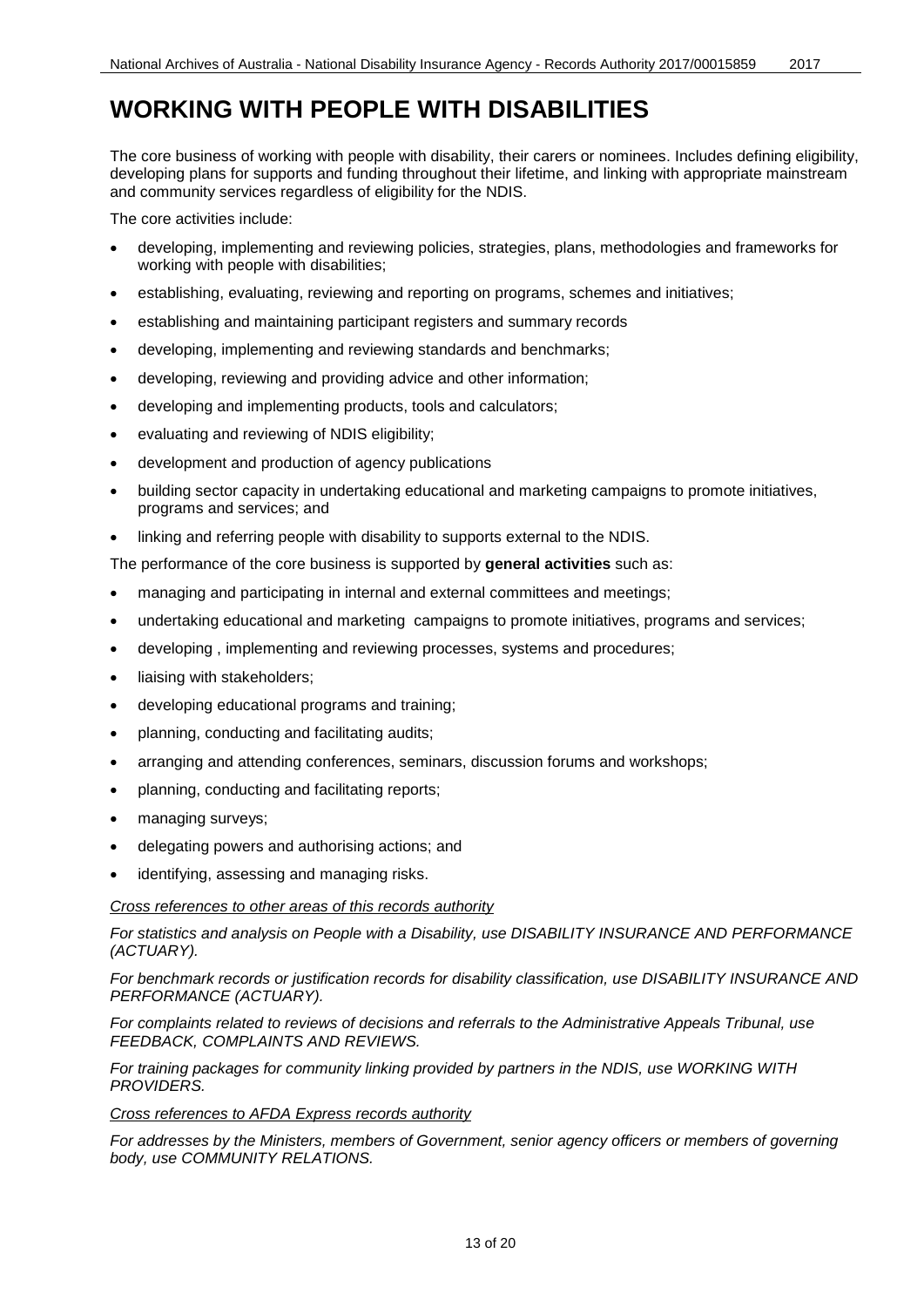# WORKING WITH PEOPLE WITH DISABILITIES

The core business of working with people with disability, their carers or nominees. Includes defining eligibility, developing plans for supports and funding throughout their lifetime, and linking with appropriate mainstream and community services regardless of eligibility for the NDIS.

The core activities include:

- developing, implementing and reviewing policies, strategies, plans, methodologies and frameworks for working with people with disabilities;
- establishing, evaluating, reviewing and reporting on programs, schemes and initiatives;
- establishing and maintaining participant registers and summary records
- developing, implementing and reviewing standards and benchmarks;
- developing, reviewing and providing advice and other information;
- developing and implementing products, tools and calculators;
- evaluating and reviewing of NDIS eligibility;
- development and production of agency publications
- building sector capacity in undertaking educational and marketing campaigns to promote initiatives, programs and services; and
- linking and referring people with disability to supports external to the NDIS.

The performance of the core business is supported by **general activities** such as:

- managing and participating in internal and external committees and meetings;
- undertaking educational and marketing campaigns to promote initiatives, programs and services;
- developing , implementing and reviewing processes, systems and procedures;
- liaising with stakeholders;
- developing educational programs and training;
- planning, conducting and facilitating audits;
- arranging and attending conferences, seminars, discussion forums and workshops;
- planning, conducting and facilitating reports;
- managing surveys;
- delegating powers and authorising actions; and
- identifying, assessing and managing risks.

*Cross references to other areas of this records authority*

*For statistics and analysis on People with a Disability, use DISABILITY INSURANCE AND PERFORMANCE (ACTUARY).*

*For benchmark records or justification records for disability classification, use DISABILITY INSURANCE AND PERFORMANCE (ACTUARY).*

*For complaints related to reviews of decisions and referrals to the Administrative Appeals Tribunal, use FEEDBACK, COMPLAINTS AND REVIEWS.*

*For training packages for community linking provided by partners in the NDIS, use WORKING WITH PROVIDERS.*

*Cross references to AFDA Express records authority*

*For addresses by the Ministers, members of Government, senior agency officers or members of governing body, use COMMUNITY RELATIONS.*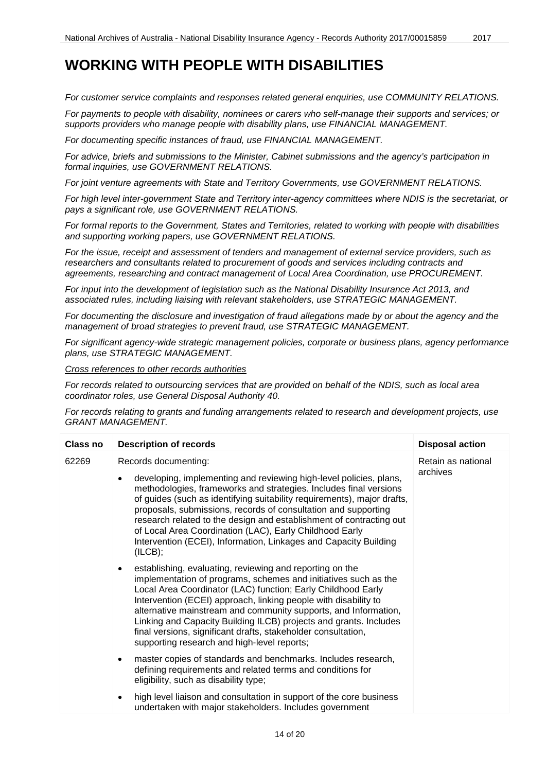# WORKING WITH PEOPLE WITH DISABILITIES

*For customer service complaints and responses related general enquiries, use COMMUNITY RELATIONS.*

*For payments to people with disability, nominees or carers who self-manage their supports and services; or supports providers who manage people with disability plans, use FINANCIAL MANAGEMENT.*

*For documenting specific instances of fraud, use FINANCIAL MANAGEMENT.*

*For advice, briefs and submissions to the Minister, Cabinet submissions and the agency's participation in formal inquiries, use GOVERNMENT RELATIONS.*

*For joint venture agreements with State and Territory Governments, use GOVERNMENT RELATIONS.*

*For high level inter-government State and Territory inter-agency committees where NDIS is the secretariat, or pays a significant role, use GOVERNMENT RELATIONS.*

*For formal reports to the Government, States and Territories, related to working with people with disabilities and supporting working papers, use GOVERNMENT RELATIONS.*

*For the issue, receipt and assessment of tenders and management of external service providers, such as researchers and consultants related to procurement of goods and services including contracts and agreements, researching and contract management of Local Area Coordination, use PROCUREMENT.*

*For input into the development of legislation such as the National Disability Insurance Act 2013, and associated rules, including liaising with relevant stakeholders, use STRATEGIC MANAGEMENT.*

*For documenting the disclosure and investigation of fraud allegations made by or about the agency and the management of broad strategies to prevent fraud, use STRATEGIC MANAGEMENT.*

*For significant agency-wide strategic management policies, corporate or business plans, agency performance plans, use STRATEGIC MANAGEMENT.*

*<u>Cross references to other records authorities</u>*

*For records related to outsourcing services that are provided on behalf of the NDIS, such as local area coordinator roles, use General Disposal Authority 40.*

*For records relating to grants and funding arrangements related to research and development projects, use GRANT MANAGEMENT.*

| Class no | Description of records | Disposal action |
|---|---|---|
| 62269 | Records documenting:<br><br>• developing, implementing and reviewing high-level policies, plans, methodologies, frameworks and strategies. Includes final versions of guides (such as identifying suitability requirements), major drafts, proposals, submissions, records of consultation and supporting research related to the design and establishment of contracting out of Local Area Coordination (LAC), Early Childhood Early Intervention (ECEI), Information, Linkages and Capacity Building (ILCB);<br><br>• establishing, evaluating, reviewing and reporting on the implementation of programs, schemes and initiatives such as the Local Area Coordinator (LAC) function; Early Childhood Early Intervention (ECEI) approach, linking people with disability to alternative mainstream and community supports, and Information, Linking and Capacity Building ILCB) projects and grants. Includes final versions, significant drafts, stakeholder consultation, supporting research and high-level reports;<br><br>• master copies of standards and benchmarks. Includes research, defining requirements and related terms and conditions for eligibility, such as disability type;<br><br>• high level liaison and consultation in support of the core business undertaken with major stakeholders. Includes government | Retain as national archives |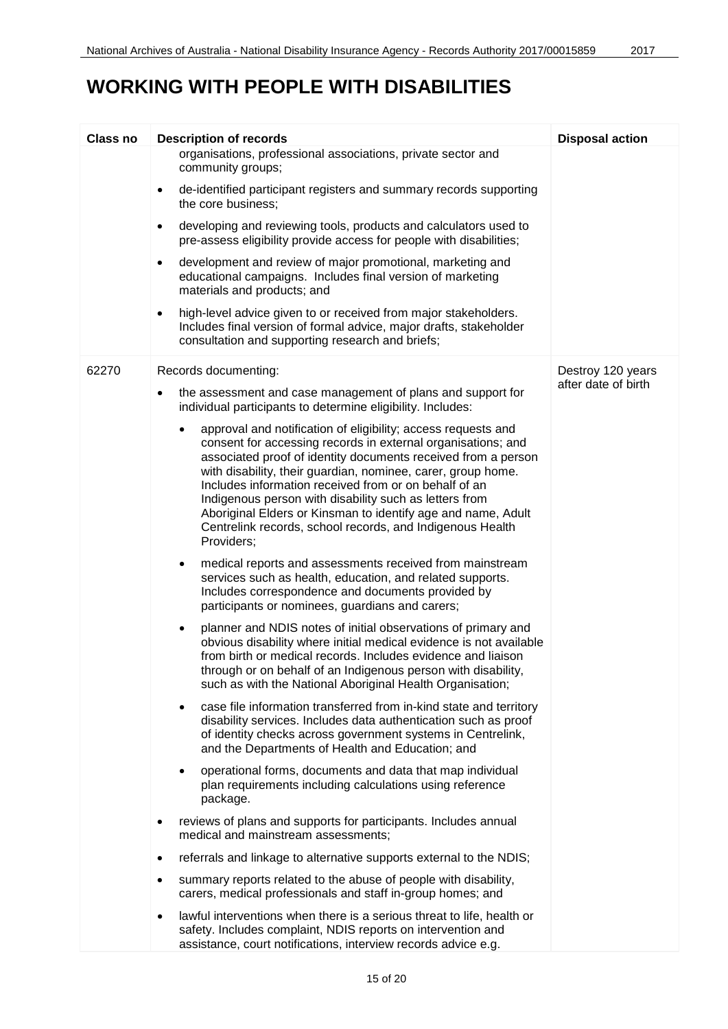# WORKING WITH PEOPLE WITH DISABILITIES

| Class no | Description of records | Disposal action |
| --- | --- | --- |
| | organisations, professional associations, private sector and community groups;<br>• de-identified participant registers and summary records supporting the core business;<br>• developing and reviewing tools, products and calculators used to pre-assess eligibility provide access for people with disabilities;<br>• development and review of major promotional, marketing and educational campaigns. Includes final version of marketing materials and products; and<br>• high-level advice given to or received from major stakeholders. Includes final version of formal advice, major drafts, stakeholder consultation and supporting research and briefs; | |
| 62270 | Records documenting:<br>• the assessment and case management of plans and support for individual participants to determine eligibility. Includes:<br>  • approval and notification of eligibility; access requests and consent for accessing records in external organisations; and associated proof of identity documents received from a person with disability, their guardian, nominee, carer, group home. Includes information received from or on behalf of an Indigenous person with disability such as letters from Aboriginal Elders or Kinsman to identify age and name, Adult Centrelink records, school records, and Indigenous Health Providers;<br>  • medical reports and assessments received from mainstream services such as health, education, and related supports. Includes correspondence and documents provided by participants or nominees, guardians and carers;<br>  • planner and NDIS notes of initial observations of primary and obvious disability where initial medical evidence is not available from birth or medical records. Includes evidence and liaison through or on behalf of an Indigenous person with disability, such as with the National Aboriginal Health Organisation;<br>  • case file information transferred from in-kind state and territory disability services. Includes data authentication such as proof of identity checks across government systems in Centrelink, and the Departments of Health and Education; and<br>  • operational forms, documents and data that map individual plan requirements including calculations using reference package.<br>• reviews of plans and supports for participants. Includes annual medical and mainstream assessments;<br>• referrals and linkage to alternative supports external to the NDIS;<br>• summary reports related to the abuse of people with disability, carers, medical professionals and staff in-group homes; and<br>• lawful interventions when there is a serious threat to life, health or safety. Includes complaint, NDIS reports on intervention and assistance, court notifications, interview records advice e.g. | Destroy 120 years after date of birth |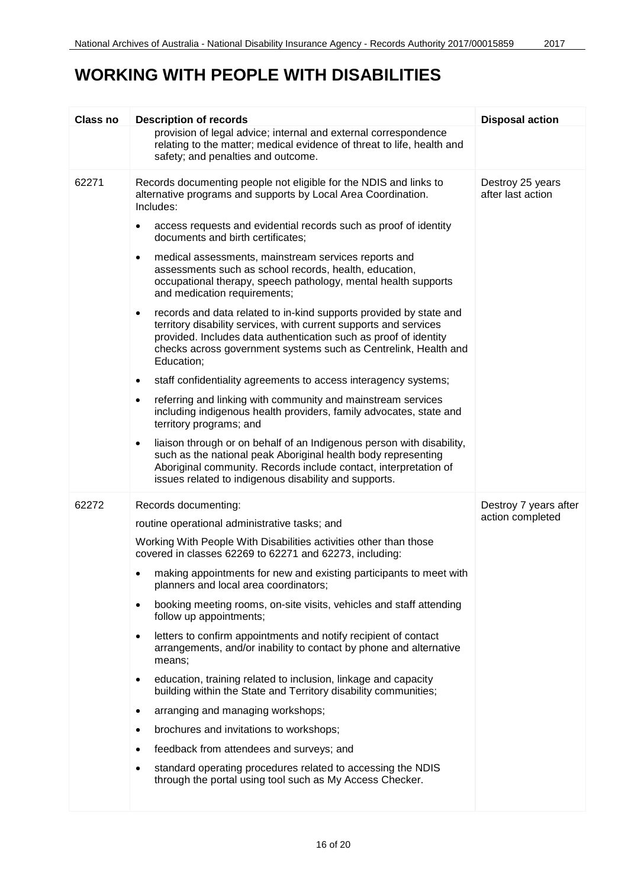# WORKING WITH PEOPLE WITH DISABILITIES

| Class no | Description of records | Disposal action |
|---|---|---|
| | provision of legal advice; internal and external correspondence relating to the matter; medical evidence of threat to life, health and safety; and penalties and outcome. | |
| 62271 | Records documenting people not eligible for the NDIS and links to alternative programs and supports by Local Area Coordination. Includes:<br><br>• access requests and evidential records such as proof of identity documents and birth certificates;<br><br>• medical assessments, mainstream services reports and assessments such as school records, health, education, occupational therapy, speech pathology, mental health supports and medication requirements;<br><br>• records and data related to in-kind supports provided by state and territory disability services, with current supports and services provided. Includes data authentication such as proof of identity checks across government systems such as Centrelink, Health and Education;<br><br>• staff confidentiality agreements to access interagency systems;<br><br>• referring and linking with community and mainstream services including indigenous health providers, family advocates, state and territory programs; and<br><br>• liaison through or on behalf of an Indigenous person with disability, such as the national peak Aboriginal health body representing Aboriginal community. Records include contact, interpretation of issues related to indigenous disability and supports. | Destroy 25 years after last action |
| 62272 | Records documenting:<br><br>routine operational administrative tasks; and<br><br>Working With People With Disabilities activities other than those covered in classes 62269 to 62271 and 62273, including:<br><br>• making appointments for new and existing participants to meet with planners and local area coordinators;<br><br>• booking meeting rooms, on-site visits, vehicles and staff attending follow up appointments;<br><br>• letters to confirm appointments and notify recipient of contact arrangements, and/or inability to contact by phone and alternative means;<br><br>• education, training related to inclusion, linkage and capacity building within the State and Territory disability communities;<br><br>• arranging and managing workshops;<br><br>• brochures and invitations to workshops;<br><br>• feedback from attendees and surveys; and<br><br>• standard operating procedures related to accessing the NDIS through the portal using tool such as My Access Checker. | Destroy 7 years after action completed |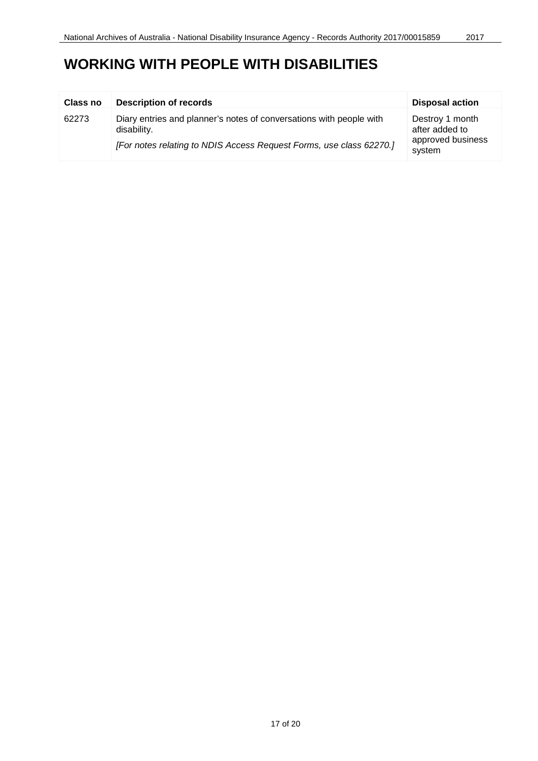# WORKING WITH PEOPLE WITH DISABILITIES

| Class no | Description of records | Disposal action |
|---|---|---|
| 62273 | Diary entries and planner's notes of conversations with people with disability.<br>*[For notes relating to NDIS Access Request Forms, use class 62270.]* | Destroy 1 month after added to approved business system |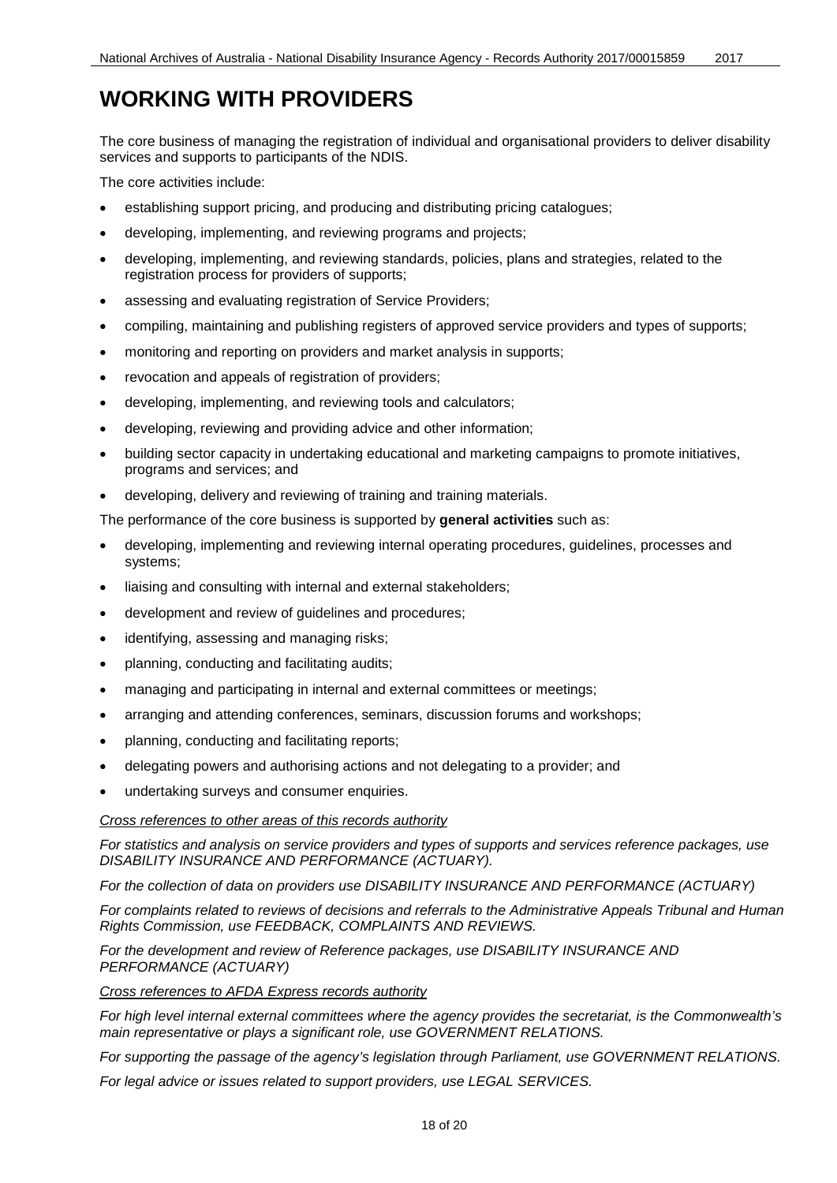# WORKING WITH PROVIDERS

The core business of managing the registration of individual and organisational providers to deliver disability services and supports to participants of the NDIS.

The core activities include:

- establishing support pricing, and producing and distributing pricing catalogues;
- developing, implementing, and reviewing programs and projects;
- developing, implementing, and reviewing standards, policies, plans and strategies, related to the registration process for providers of supports;
- assessing and evaluating registration of Service Providers;
- compiling, maintaining and publishing registers of approved service providers and types of supports;
- monitoring and reporting on providers and market analysis in supports;
- revocation and appeals of registration of providers;
- developing, implementing, and reviewing tools and calculators;
- developing, reviewing and providing advice and other information;
- building sector capacity in undertaking educational and marketing campaigns to promote initiatives, programs and services; and
- developing, delivery and reviewing of training and training materials.

The performance of the core business is supported by **general activities** such as:

- developing, implementing and reviewing internal operating procedures, guidelines, processes and systems;
- liaising and consulting with internal and external stakeholders;
- development and review of guidelines and procedures;
- identifying, assessing and managing risks;
- planning, conducting and facilitating audits;
- managing and participating in internal and external committees or meetings;
- arranging and attending conferences, seminars, discussion forums and workshops;
- planning, conducting and facilitating reports;
- delegating powers and authorising actions and not delegating to a provider; and
- undertaking surveys and consumer enquiries.

*Cross references to other areas of this records authority*

*For statistics and analysis on service providers and types of supports and services reference packages, use DISABILITY INSURANCE AND PERFORMANCE (ACTUARY).*

*For the collection of data on providers use DISABILITY INSURANCE AND PERFORMANCE (ACTUARY)*

*For complaints related to reviews of decisions and referrals to the Administrative Appeals Tribunal and Human Rights Commission, use FEEDBACK, COMPLAINTS AND REVIEWS.*

*For the development and review of Reference packages, use DISABILITY INSURANCE AND PERFORMANCE (ACTUARY)*

*Cross references to AFDA Express records authority*

*For high level internal external committees where the agency provides the secretariat, is the Commonwealth's main representative or plays a significant role, use GOVERNMENT RELATIONS.*

*For supporting the passage of the agency's legislation through Parliament, use GOVERNMENT RELATIONS.*

*For legal advice or issues related to support providers, use LEGAL SERVICES.*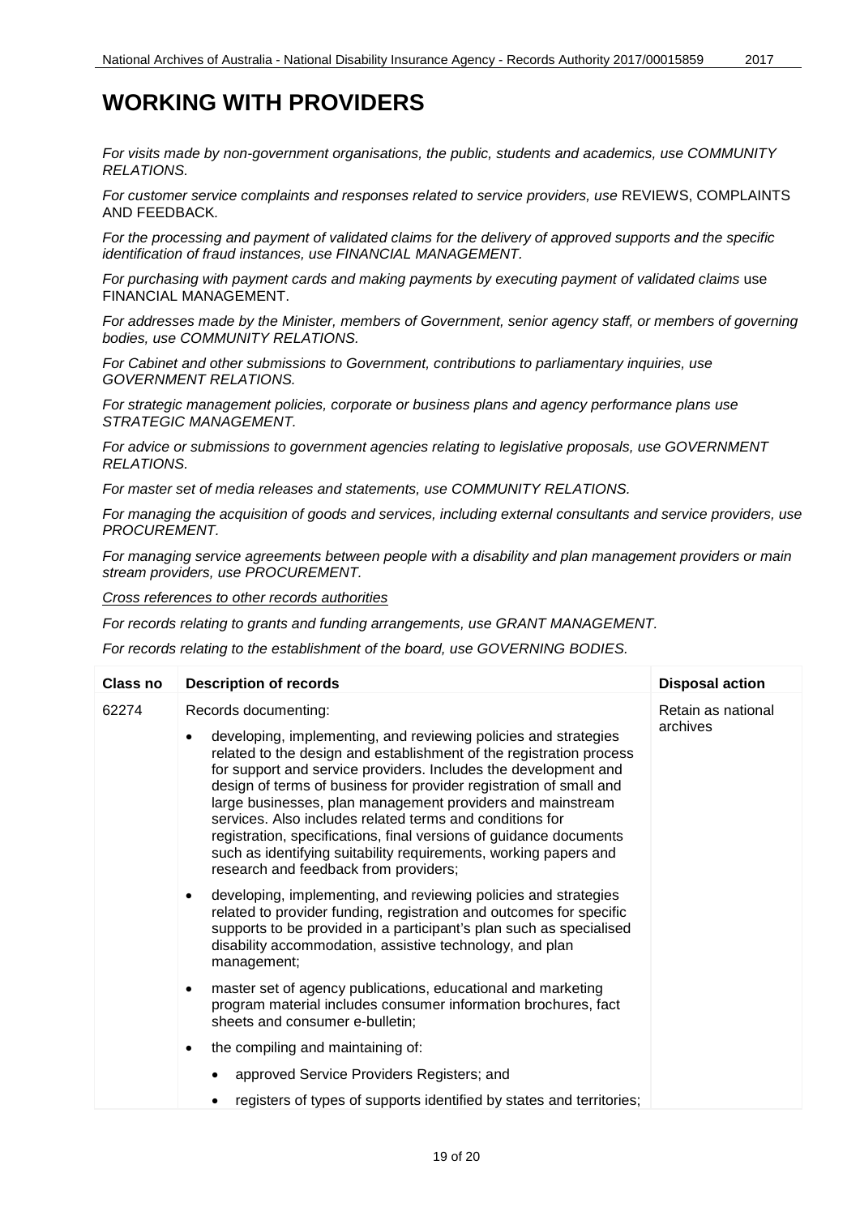# WORKING WITH PROVIDERS

*For visits made by non-government organisations, the public, students and academics, use COMMUNITY RELATIONS.*

*For customer service complaints and responses related to service providers, use* REVIEWS, COMPLAINTS AND FEEDBACK.

*For the processing and payment of validated claims for the delivery of approved supports and the specific identification of fraud instances, use FINANCIAL MANAGEMENT.*

*For purchasing with payment cards and making payments by executing payment of validated claims* use FINANCIAL MANAGEMENT.

*For addresses made by the Minister, members of Government, senior agency staff, or members of governing bodies, use COMMUNITY RELATIONS.*

*For Cabinet and other submissions to Government, contributions to parliamentary inquiries, use GOVERNMENT RELATIONS.*

*For strategic management policies, corporate or business plans and agency performance plans use STRATEGIC MANAGEMENT.*

*For advice or submissions to government agencies relating to legislative proposals, use GOVERNMENT RELATIONS.*

*For master set of media releases and statements, use COMMUNITY RELATIONS.*

*For managing the acquisition of goods and services, including external consultants and service providers, use PROCUREMENT.*

*For managing service agreements between people with a disability and plan management providers or main stream providers, use PROCUREMENT.*

*Cross references to other records authorities*

*For records relating to grants and funding arrangements, use GRANT MANAGEMENT.*

*For records relating to the establishment of the board, use GOVERNING BODIES.*

| Class no | Description of records | Disposal action |
|---|---|---|
| 62274 | Records documenting:<br>• developing, implementing, and reviewing policies and strategies related to the design and establishment of the registration process for support and service providers. Includes the development and design of terms of business for provider registration of small and large businesses, plan management providers and mainstream services. Also includes related terms and conditions for registration, specifications, final versions of guidance documents such as identifying suitability requirements, working papers and research and feedback from providers;<br>• developing, implementing, and reviewing policies and strategies related to provider funding, registration and outcomes for specific supports to be provided in a participant's plan such as specialised disability accommodation, assistive technology, and plan management;<br>• master set of agency publications, educational and marketing program material includes consumer information brochures, fact sheets and consumer e-bulletin;<br>• the compiling and maintaining of:<br>&nbsp;&nbsp;&nbsp;&nbsp;• approved Service Providers Registers; and<br>&nbsp;&nbsp;&nbsp;&nbsp;• registers of types of supports identified by states and territories; | Retain as national archives |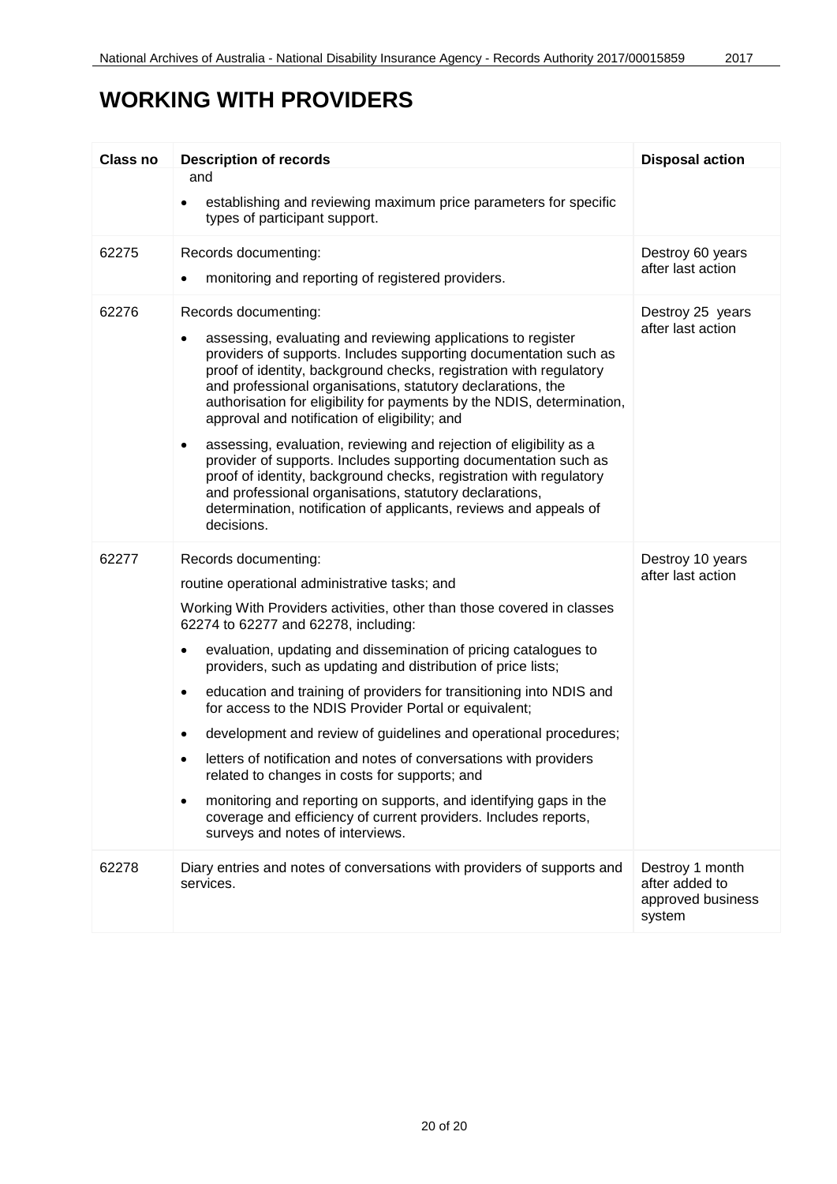# WORKING WITH PROVIDERS

| Class no | Description of records | Disposal action |
|---|---|---|
| | and<br>• establishing and reviewing maximum price parameters for specific types of participant support. | |
| 62275 | Records documenting:<br>• monitoring and reporting of registered providers. | Destroy 60 years after last action |
| 62276 | Records documenting:<br>• assessing, evaluating and reviewing applications to register providers of supports. Includes supporting documentation such as proof of identity, background checks, registration with regulatory and professional organisations, statutory declarations, the authorisation for eligibility for payments by the NDIS, determination, approval and notification of eligibility; and<br>• assessing, evaluation, reviewing and rejection of eligibility as a provider of supports. Includes supporting documentation such as proof of identity, background checks, registration with regulatory and professional organisations, statutory declarations, determination, notification of applicants, reviews and appeals of decisions. | Destroy 25 years after last action |
| 62277 | Records documenting:<br>routine operational administrative tasks; and<br>Working With Providers activities, other than those covered in classes 62274 to 62277 and 62278, including:<br>• evaluation, updating and dissemination of pricing catalogues to providers, such as updating and distribution of price lists;<br>• education and training of providers for transitioning into NDIS and for access to the NDIS Provider Portal or equivalent;<br>• development and review of guidelines and operational procedures;<br>• letters of notification and notes of conversations with providers related to changes in costs for supports; and<br>• monitoring and reporting on supports, and identifying gaps in the coverage and efficiency of current providers. Includes reports, surveys and notes of interviews. | Destroy 10 years after last action |
| 62278 | Diary entries and notes of conversations with providers of supports and services. | Destroy 1 month after added to approved business system |